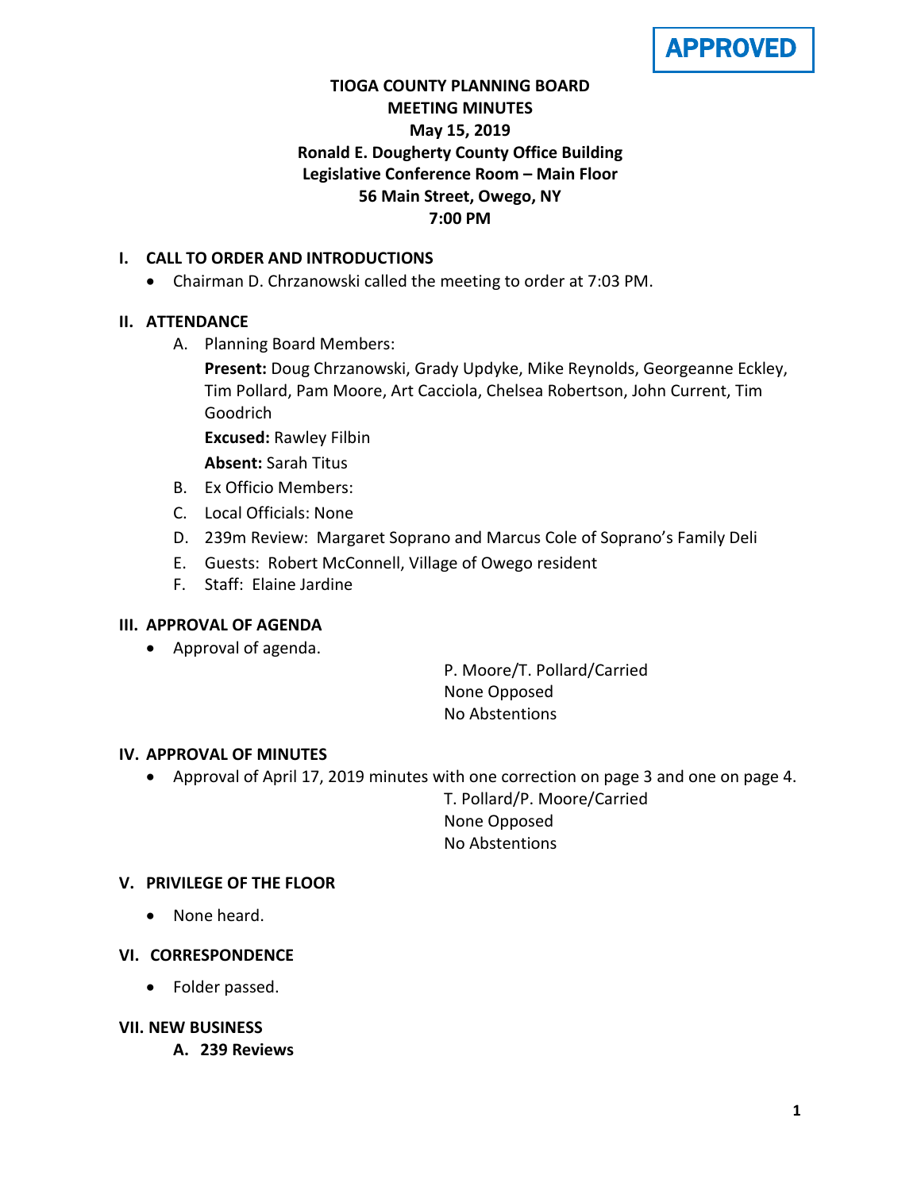**APPROVED**

# TIOGA COUNTY PLANNING BOARD
## MEETING MINUTES
### May 15, 2019
### Ronald E. Dougherty County Office Building
### Legislative Conference Room – Main Floor
### 56 Main Street, Owego, NY
### 7:00 PM

## I. CALL TO ORDER AND INTRODUCTIONS

- Chairman D. Chrzanowski called the meeting to order at 7:03 PM.

## II. ATTENDANCE

A. Planning Board Members:

**Present:** Doug Chrzanowski, Grady Updyke, Mike Reynolds, Georgeanne Eckley, Tim Pollard, Pam Moore, Art Cacciola, Chelsea Robertson, John Current, Tim Goodrich

**Excused:** Rawley Filbin

**Absent:** Sarah Titus

B. Ex Officio Members:

C. Local Officials: None

D. 239m Review: Margaret Soprano and Marcus Cole of Soprano's Family Deli

E. Guests: Robert McConnell, Village of Owego resident

F. Staff: Elaine Jardine

## III. APPROVAL OF AGENDA

- Approval of agenda.

P. Moore/T. Pollard/Carried
None Opposed
No Abstentions

## IV. APPROVAL OF MINUTES

- Approval of April 17, 2019 minutes with one correction on page 3 and one on page 4.

T. Pollard/P. Moore/Carried
None Opposed
No Abstentions

## V. PRIVILEGE OF THE FLOOR

- None heard.

## VI. CORRESPONDENCE

- Folder passed.

## VII. NEW BUSINESS

**A. 239 Reviews**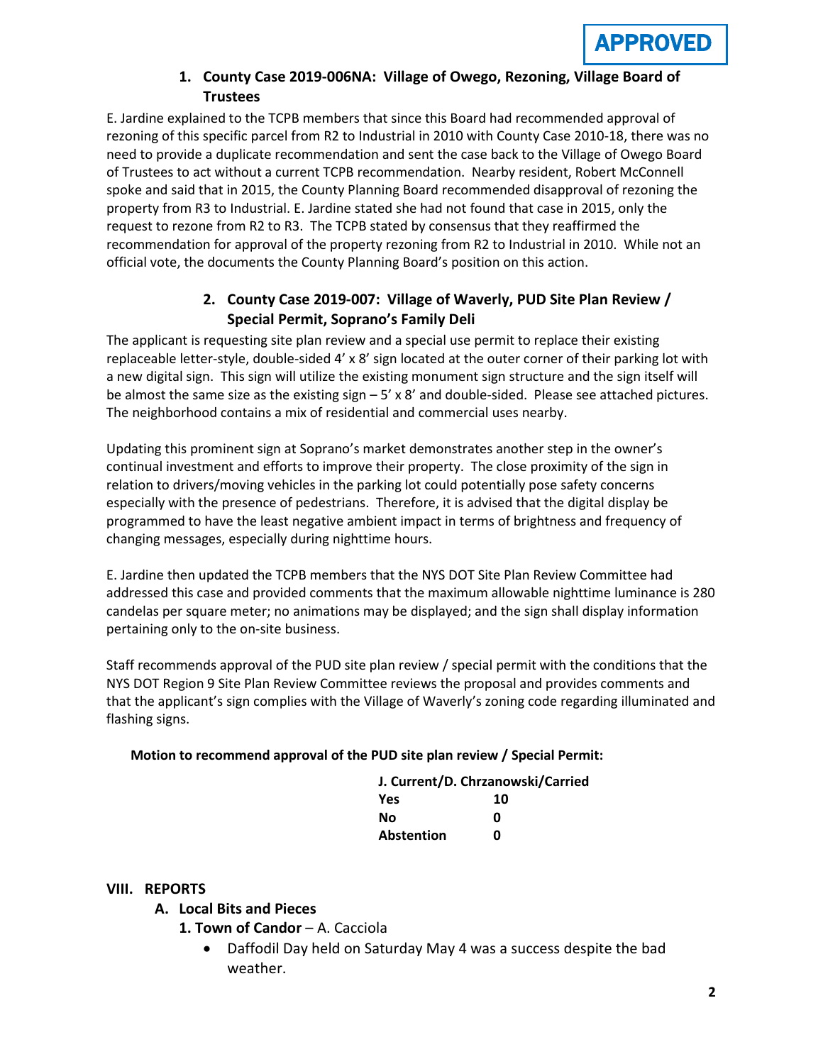APPROVED

### 1. County Case 2019-006NA: Village of Owego, Rezoning, Village Board of Trustees

E. Jardine explained to the TCPB members that since this Board had recommended approval of rezoning of this specific parcel from R2 to Industrial in 2010 with County Case 2010-18, there was no need to provide a duplicate recommendation and sent the case back to the Village of Owego Board of Trustees to act without a current TCPB recommendation. Nearby resident, Robert McConnell spoke and said that in 2015, the County Planning Board recommended disapproval of rezoning the property from R3 to Industrial. E. Jardine stated she had not found that case in 2015, only the request to rezone from R2 to R3. The TCPB stated by consensus that they reaffirmed the recommendation for approval of the property rezoning from R2 to Industrial in 2010. While not an official vote, the documents the County Planning Board's position on this action.

### 2. County Case 2019-007: Village of Waverly, PUD Site Plan Review / Special Permit, Soprano's Family Deli

The applicant is requesting site plan review and a special use permit to replace their existing replaceable letter-style, double-sided 4' x 8' sign located at the outer corner of their parking lot with a new digital sign. This sign will utilize the existing monument sign structure and the sign itself will be almost the same size as the existing sign – 5' x 8' and double-sided. Please see attached pictures. The neighborhood contains a mix of residential and commercial uses nearby.

Updating this prominent sign at Soprano's market demonstrates another step in the owner's continual investment and efforts to improve their property. The close proximity of the sign in relation to drivers/moving vehicles in the parking lot could potentially pose safety concerns especially with the presence of pedestrians. Therefore, it is advised that the digital display be programmed to have the least negative ambient impact in terms of brightness and frequency of changing messages, especially during nighttime hours.

E. Jardine then updated the TCPB members that the NYS DOT Site Plan Review Committee had addressed this case and provided comments that the maximum allowable nighttime luminance is 280 candelas per square meter; no animations may be displayed; and the sign shall display information pertaining only to the on-site business.

Staff recommends approval of the PUD site plan review / special permit with the conditions that the NYS DOT Region 9 Site Plan Review Committee reviews the proposal and provides comments and that the applicant's sign complies with the Village of Waverly's zoning code regarding illuminated and flashing signs.

**Motion to recommend approval of the PUD site plan review / Special Permit:**

**J. Current/D. Chrzanowski/Carried**

| | |
|---|---|
| **Yes** | **10** |
| **No** | **0** |
| **Abstention** | **0** |

## VIII. REPORTS

### A. Local Bits and Pieces

**1. Town of Candor** – A. Cacciola

- Daffodil Day held on Saturday May 4 was a success despite the bad weather.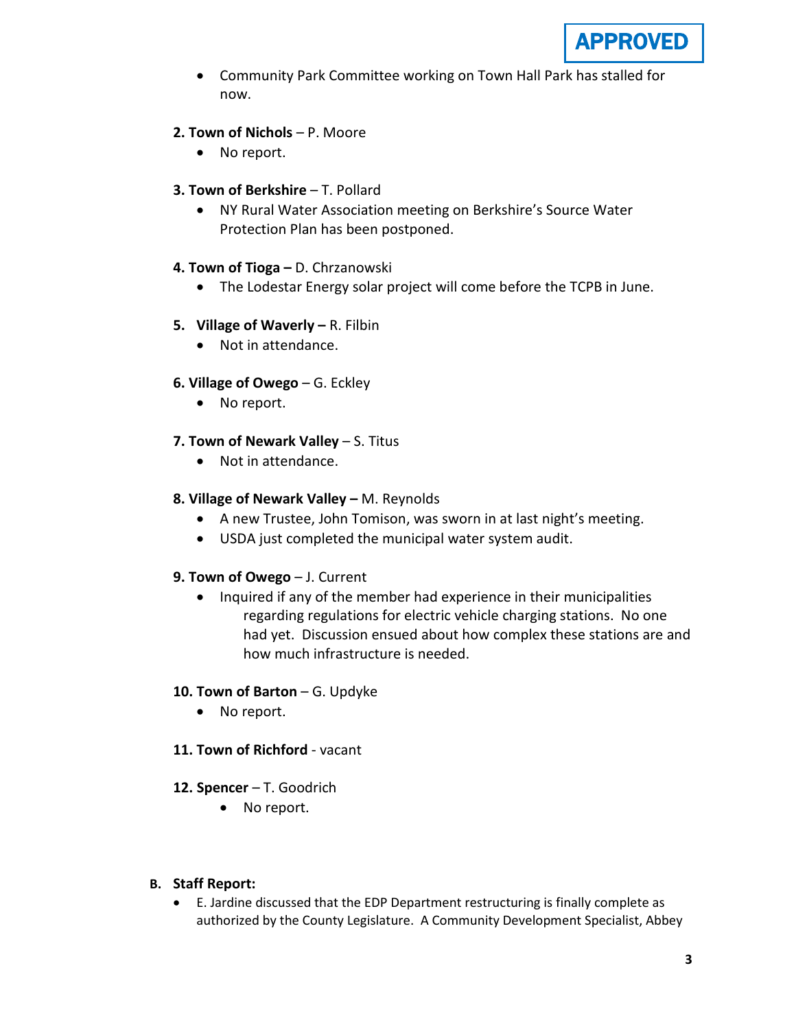APPROVED

- Community Park Committee working on Town Hall Park has stalled for now.

**2. Town of Nichols** – P. Moore

- No report.

**3. Town of Berkshire** – T. Pollard

- NY Rural Water Association meeting on Berkshire's Source Water Protection Plan has been postponed.

**4. Town of Tioga –** D. Chrzanowski

- The Lodestar Energy solar project will come before the TCPB in June.

**5. Village of Waverly –** R. Filbin

- Not in attendance.

**6. Village of Owego** – G. Eckley

- No report.

**7. Town of Newark Valley** – S. Titus

- Not in attendance.

**8. Village of Newark Valley –** M. Reynolds

- A new Trustee, John Tomison, was sworn in at last night's meeting.
- USDA just completed the municipal water system audit.

**9. Town of Owego** – J. Current

- Inquired if any of the member had experience in their municipalities regarding regulations for electric vehicle charging stations. No one had yet. Discussion ensued about how complex these stations are and how much infrastructure is needed.

**10. Town of Barton** – G. Updyke

- No report.

**11. Town of Richford** - vacant

**12. Spencer** – T. Goodrich

- No report.

**B. Staff Report:**

- E. Jardine discussed that the EDP Department restructuring is finally complete as authorized by the County Legislature. A Community Development Specialist, Abbey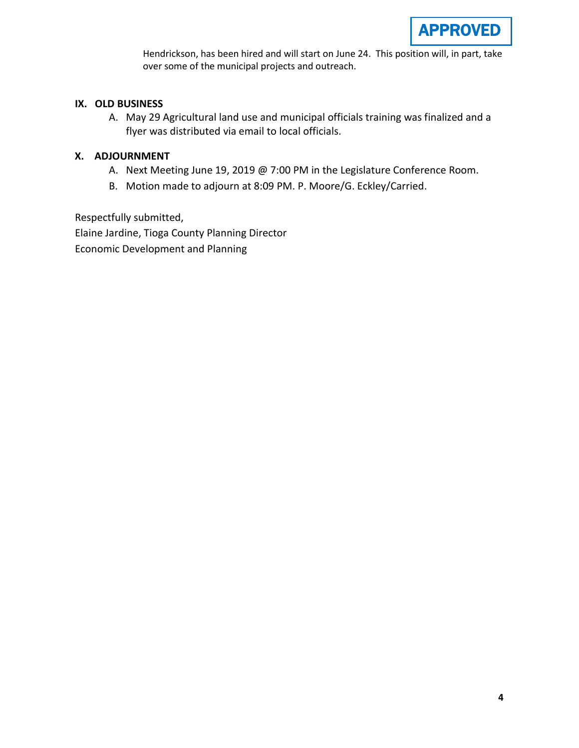**APPROVED**

Hendrickson, has been hired and will start on June 24. This position will, in part, take over some of the municipal projects and outreach.

## IX. OLD BUSINESS

A. May 29 Agricultural land use and municipal officials training was finalized and a flyer was distributed via email to local officials.

## X. ADJOURNMENT

A. Next Meeting June 19, 2019 @ 7:00 PM in the Legislature Conference Room.
B. Motion made to adjourn at 8:09 PM. P. Moore/G. Eckley/Carried.

Respectfully submitted,

Elaine Jardine, Tioga County Planning Director

Economic Development and Planning